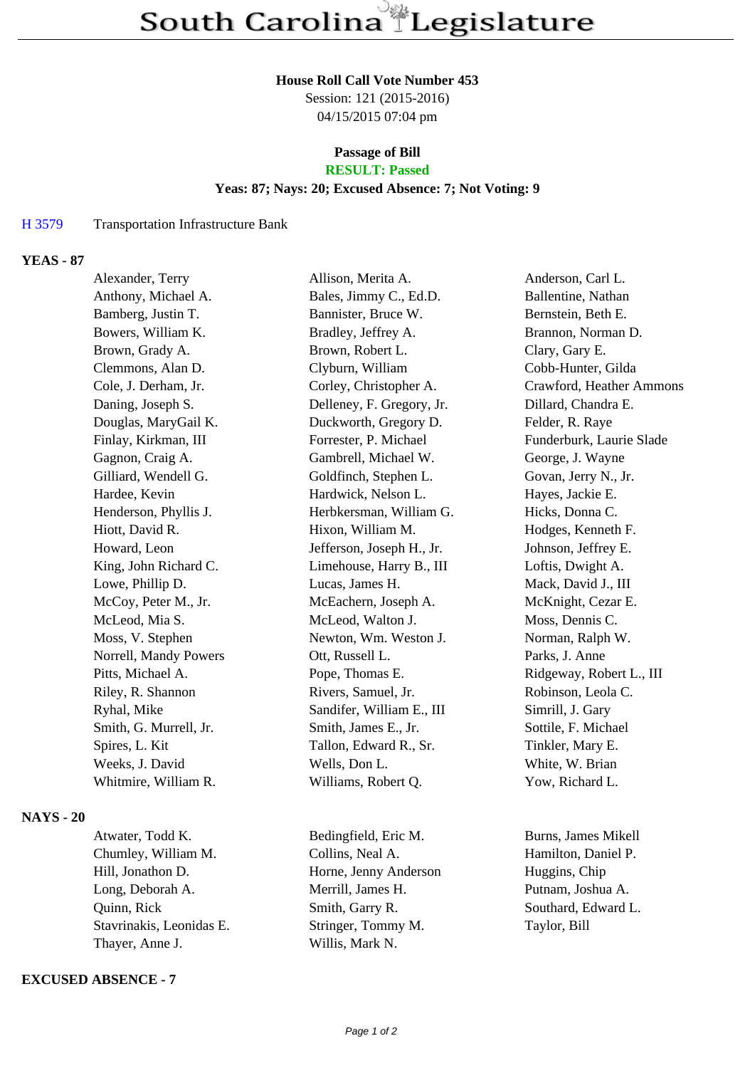# South Carolina Legislature

**House Roll Call Vote Number 453**
Session: 121 (2015-2016)
04/15/2015 07:04 pm

**Passage of Bill**
**RESULT: Passed**
**Yeas: 87; Nays: 20; Excused Absence: 7; Not Voting: 9**

H 3579 Transportation Infrastructure Bank

**YEAS - 87**

| | | |
|---|---|---|
| Alexander, Terry | Allison, Merita A. | Anderson, Carl L. |
| Anthony, Michael A. | Bales, Jimmy C., Ed.D. | Ballentine, Nathan |
| Bamberg, Justin T. | Bannister, Bruce W. | Bernstein, Beth E. |
| Bowers, William K. | Bradley, Jeffrey A. | Brannon, Norman D. |
| Brown, Grady A. | Brown, Robert L. | Clary, Gary E. |
| Clemmons, Alan D. | Clyburn, William | Cobb-Hunter, Gilda |
| Cole, J. Derham, Jr. | Corley, Christopher A. | Crawford, Heather Ammons |
| Daning, Joseph S. | Delleney, F. Gregory, Jr. | Dillard, Chandra E. |
| Douglas, MaryGail K. | Duckworth, Gregory D. | Felder, R. Raye |
| Finlay, Kirkman, III | Forrester, P. Michael | Funderburk, Laurie Slade |
| Gagnon, Craig A. | Gambrell, Michael W. | George, J. Wayne |
| Gilliard, Wendell G. | Goldfinch, Stephen L. | Govan, Jerry N., Jr. |
| Hardee, Kevin | Hardwick, Nelson L. | Hayes, Jackie E. |
| Henderson, Phyllis J. | Herbkersman, William G. | Hicks, Donna C. |
| Hiott, David R. | Hixon, William M. | Hodges, Kenneth F. |
| Howard, Leon | Jefferson, Joseph H., Jr. | Johnson, Jeffrey E. |
| King, John Richard C. | Limehouse, Harry B., III | Loftis, Dwight A. |
| Lowe, Phillip D. | Lucas, James H. | Mack, David J., III |
| McCoy, Peter M., Jr. | McEachern, Joseph A. | McKnight, Cezar E. |
| McLeod, Mia S. | McLeod, Walton J. | Moss, Dennis C. |
| Moss, V. Stephen | Newton, Wm. Weston J. | Norman, Ralph W. |
| Norrell, Mandy Powers | Ott, Russell L. | Parks, J. Anne |
| Pitts, Michael A. | Pope, Thomas E. | Ridgeway, Robert L., III |
| Riley, R. Shannon | Rivers, Samuel, Jr. | Robinson, Leola C. |
| Ryhal, Mike | Sandifer, William E., III | Simrill, J. Gary |
| Smith, G. Murrell, Jr. | Smith, James E., Jr. | Sottile, F. Michael |
| Spires, L. Kit | Tallon, Edward R., Sr. | Tinkler, Mary E. |
| Weeks, J. David | Wells, Don L. | White, W. Brian |
| Whitmire, William R. | Williams, Robert Q. | Yow, Richard L. |

**NAYS - 20**

| | | |
|---|---|---|
| Atwater, Todd K. | Bedingfield, Eric M. | Burns, James Mikell |
| Chumley, William M. | Collins, Neal A. | Hamilton, Daniel P. |
| Hill, Jonathon D. | Horne, Jenny Anderson | Huggins, Chip |
| Long, Deborah A. | Merrill, James H. | Putnam, Joshua A. |
| Quinn, Rick | Smith, Garry R. | Southard, Edward L. |
| Stavrinakis, Leonidas E. | Stringer, Tommy M. | Taylor, Bill |
| Thayer, Anne J. | Willis, Mark N. | |

**EXCUSED ABSENCE - 7**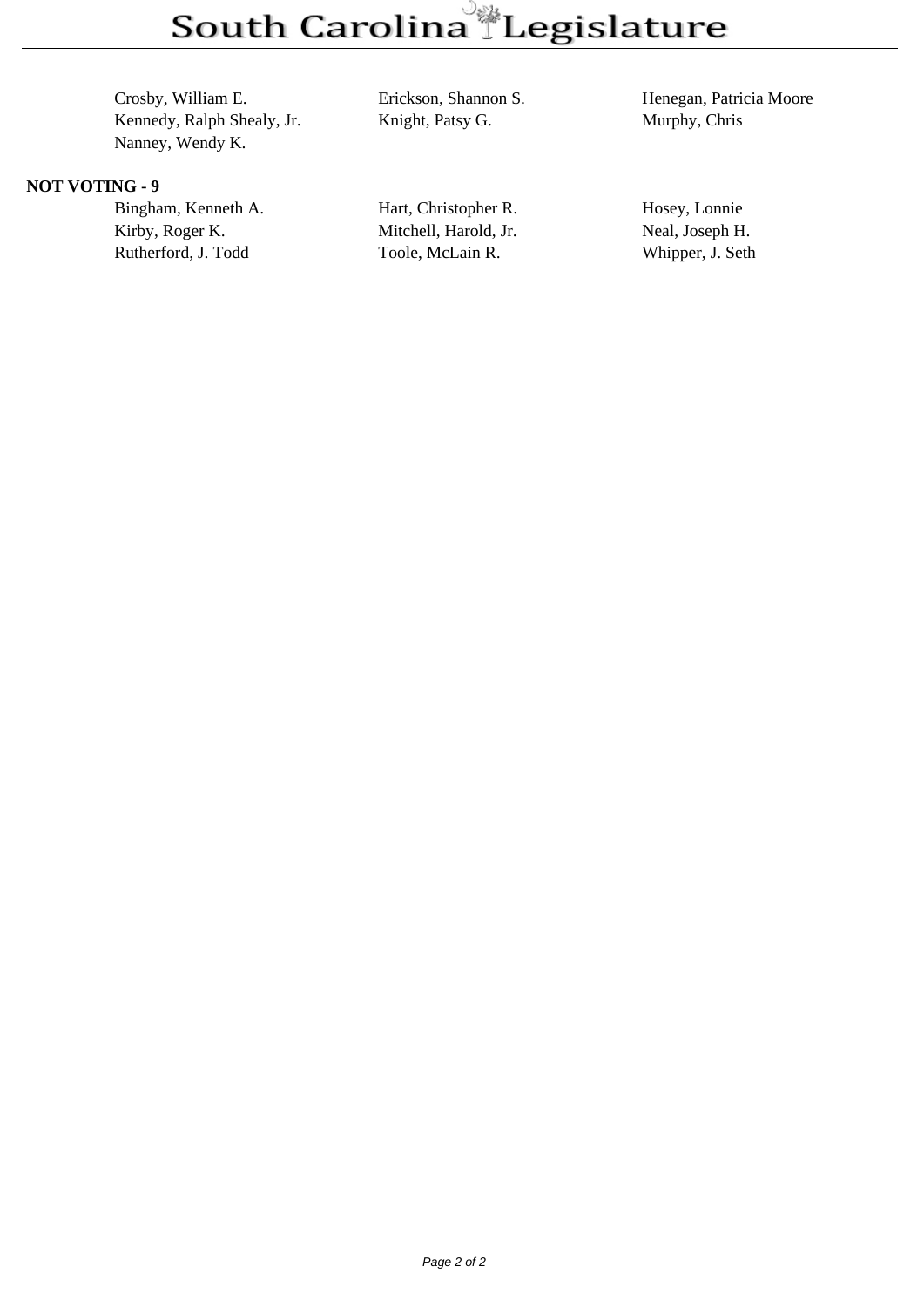| | | |
|---|---|---|
| Crosby, William E. | Erickson, Shannon S. | Henegan, Patricia Moore |
| Kennedy, Ralph Shealy, Jr. | Knight, Patsy G. | Murphy, Chris |
| Nanney, Wendy K. | | |

**NOT VOTING - 9**

| | | |
|---|---|---|
| Bingham, Kenneth A. | Hart, Christopher R. | Hosey, Lonnie |
| Kirby, Roger K. | Mitchell, Harold, Jr. | Neal, Joseph H. |
| Rutherford, J. Todd | Toole, McLain R. | Whipper, J. Seth |